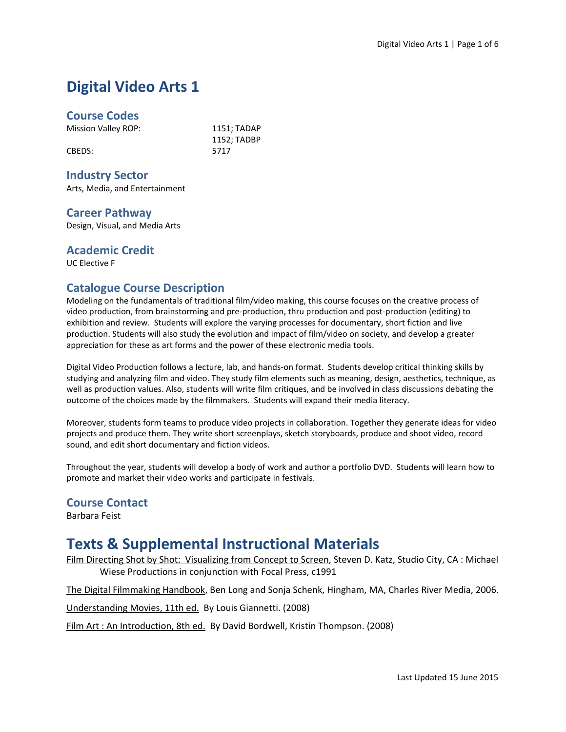# Digital Video Arts 1

## Course Codes

| | |
|---|---|
| Mission Valley ROP: | 1151; TADAP |
| | 1152; TADBP |
| CBEDS: | 5717 |

## Industry Sector

Arts, Media, and Entertainment

## Career Pathway

Design, Visual, and Media Arts

## Academic Credit

UC Elective F

## Catalogue Course Description

Modeling on the fundamentals of traditional film/video making, this course focuses on the creative process of video production, from brainstorming and pre-production, thru production and post-production (editing) to exhibition and review. Students will explore the varying processes for documentary, short fiction and live production. Students will also study the evolution and impact of film/video on society, and develop a greater appreciation for these as art forms and the power of these electronic media tools.

Digital Video Production follows a lecture, lab, and hands-on format. Students develop critical thinking skills by studying and analyzing film and video. They study film elements such as meaning, design, aesthetics, technique, as well as production values. Also, students will write film critiques, and be involved in class discussions debating the outcome of the choices made by the filmmakers. Students will expand their media literacy.

Moreover, students form teams to produce video projects in collaboration. Together they generate ideas for video projects and produce them. They write short screenplays, sketch storyboards, produce and shoot video, record sound, and edit short documentary and fiction videos.

Throughout the year, students will develop a body of work and author a portfolio DVD. Students will learn how to promote and market their video works and participate in festivals.

## Course Contact

Barbara Feist

# Texts & Supplemental Instructional Materials

Film Directing Shot by Shot: Visualizing from Concept to Screen, Steven D. Katz, Studio City, CA : Michael Wiese Productions in conjunction with Focal Press, c1991

The Digital Filmmaking Handbook, Ben Long and Sonja Schenk, Hingham, MA, Charles River Media, 2006.

Understanding Movies, 11th ed. By Louis Giannetti. (2008)

Film Art : An Introduction, 8th ed. By David Bordwell, Kristin Thompson. (2008)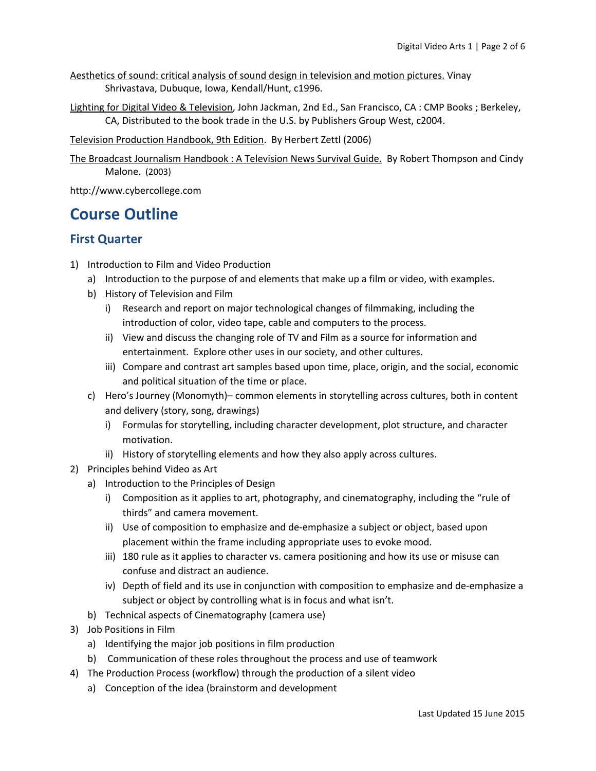Aesthetics of sound: critical analysis of sound design in television and motion pictures. Vinay Shrivastava, Dubuque, Iowa, Kendall/Hunt, c1996.

Lighting for Digital Video & Television, John Jackman, 2nd Ed., San Francisco, CA : CMP Books ; Berkeley, CA, Distributed to the book trade in the U.S. by Publishers Group West, c2004.

Television Production Handbook, 9th Edition. By Herbert Zettl (2006)

The Broadcast Journalism Handbook : A Television News Survival Guide. By Robert Thompson and Cindy Malone. (2003)

http://www.cybercollege.com

# Course Outline

## First Quarter

1) Introduction to Film and Video Production
   a) Introduction to the purpose of and elements that make up a film or video, with examples.
   b) History of Television and Film
      i) Research and report on major technological changes of filmmaking, including the introduction of color, video tape, cable and computers to the process.
      ii) View and discuss the changing role of TV and Film as a source for information and entertainment. Explore other uses in our society, and other cultures.
      iii) Compare and contrast art samples based upon time, place, origin, and the social, economic and political situation of the time or place.
   c) Hero's Journey (Monomyth)– common elements in storytelling across cultures, both in content and delivery (story, song, drawings)
      i) Formulas for storytelling, including character development, plot structure, and character motivation.
      ii) History of storytelling elements and how they also apply across cultures.
2) Principles behind Video as Art
   a) Introduction to the Principles of Design
      i) Composition as it applies to art, photography, and cinematography, including the "rule of thirds" and camera movement.
      ii) Use of composition to emphasize and de-emphasize a subject or object, based upon placement within the frame including appropriate uses to evoke mood.
      iii) 180 rule as it applies to character vs. camera positioning and how its use or misuse can confuse and distract an audience.
      iv) Depth of field and its use in conjunction with composition to emphasize and de-emphasize a subject or object by controlling what is in focus and what isn't.
   b) Technical aspects of Cinematography (camera use)
3) Job Positions in Film
   a) Identifying the major job positions in film production
   b) Communication of these roles throughout the process and use of teamwork
4) The Production Process (workflow) through the production of a silent video
   a) Conception of the idea (brainstorm and development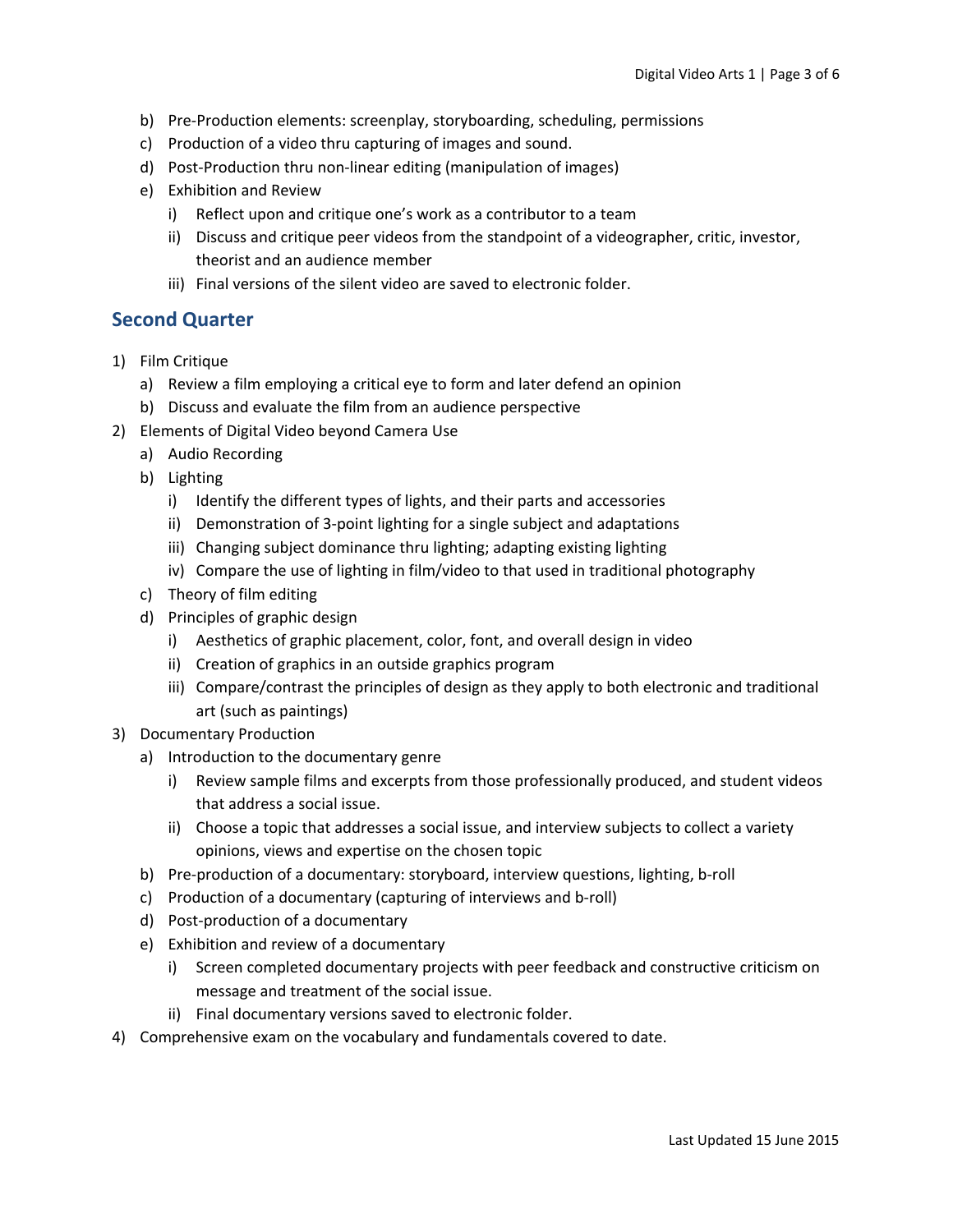b) Pre-Production elements: screenplay, storyboarding, scheduling, permissions
c) Production of a video thru capturing of images and sound.
d) Post-Production thru non-linear editing (manipulation of images)
e) Exhibition and Review
    i) Reflect upon and critique one's work as a contributor to a team
    ii) Discuss and critique peer videos from the standpoint of a videographer, critic, investor, theorist and an audience member
    iii) Final versions of the silent video are saved to electronic folder.

## Second Quarter

1) Film Critique
    a) Review a film employing a critical eye to form and later defend an opinion
    b) Discuss and evaluate the film from an audience perspective
2) Elements of Digital Video beyond Camera Use
    a) Audio Recording
    b) Lighting
        i) Identify the different types of lights, and their parts and accessories
        ii) Demonstration of 3-point lighting for a single subject and adaptations
        iii) Changing subject dominance thru lighting; adapting existing lighting
        iv) Compare the use of lighting in film/video to that used in traditional photography
    c) Theory of film editing
    d) Principles of graphic design
        i) Aesthetics of graphic placement, color, font, and overall design in video
        ii) Creation of graphics in an outside graphics program
        iii) Compare/contrast the principles of design as they apply to both electronic and traditional art (such as paintings)
3) Documentary Production
    a) Introduction to the documentary genre
        i) Review sample films and excerpts from those professionally produced, and student videos that address a social issue.
        ii) Choose a topic that addresses a social issue, and interview subjects to collect a variety opinions, views and expertise on the chosen topic
    b) Pre-production of a documentary: storyboard, interview questions, lighting, b-roll
    c) Production of a documentary (capturing of interviews and b-roll)
    d) Post-production of a documentary
    e) Exhibition and review of a documentary
        i) Screen completed documentary projects with peer feedback and constructive criticism on message and treatment of the social issue.
        ii) Final documentary versions saved to electronic folder.
4) Comprehensive exam on the vocabulary and fundamentals covered to date.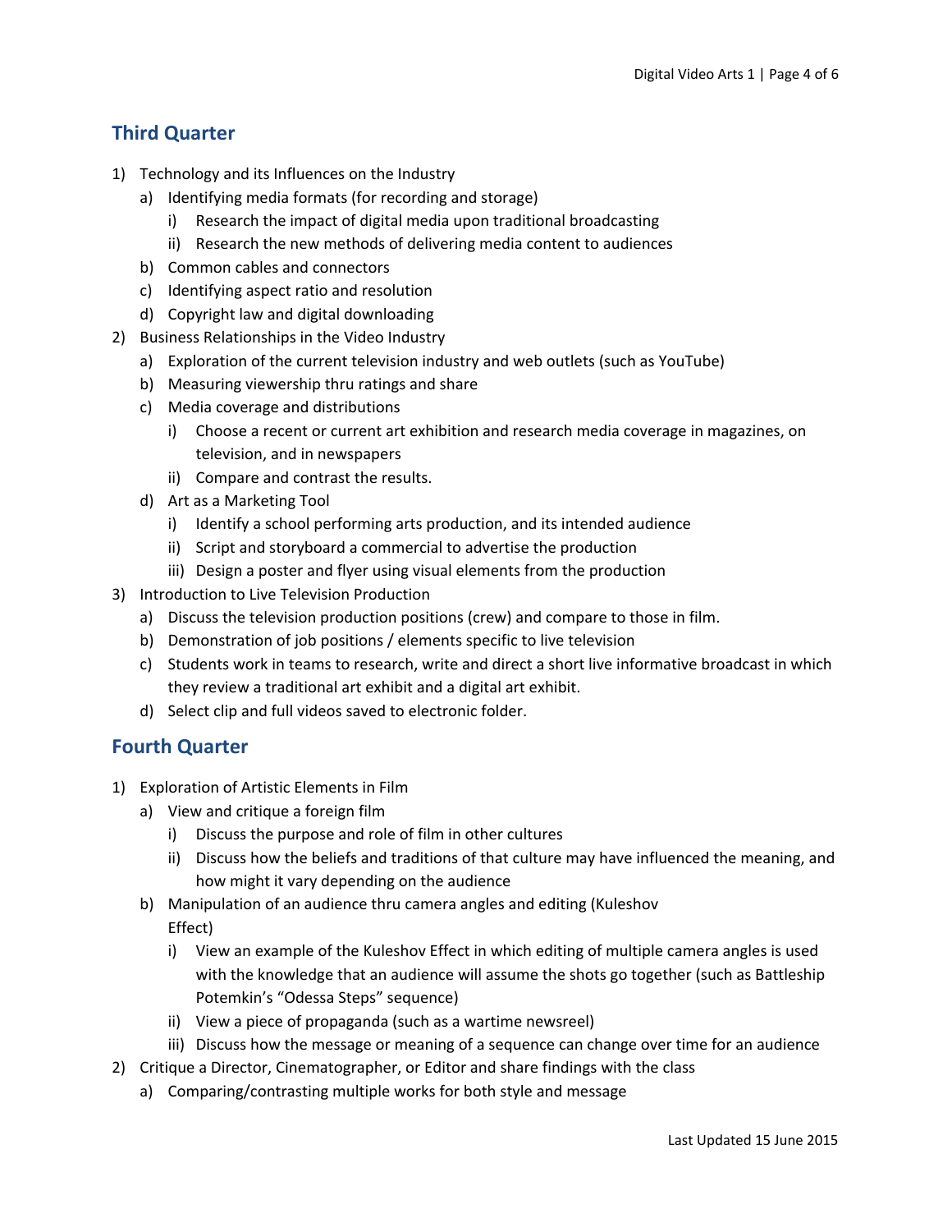## Third Quarter

1) Technology and its Influences on the Industry
   a) Identifying media formats (for recording and storage)
      i) Research the impact of digital media upon traditional broadcasting
      ii) Research the new methods of delivering media content to audiences
   b) Common cables and connectors
   c) Identifying aspect ratio and resolution
   d) Copyright law and digital downloading
2) Business Relationships in the Video Industry
   a) Exploration of the current television industry and web outlets (such as YouTube)
   b) Measuring viewership thru ratings and share
   c) Media coverage and distributions
      i) Choose a recent or current art exhibition and research media coverage in magazines, on television, and in newspapers
      ii) Compare and contrast the results.
   d) Art as a Marketing Tool
      i) Identify a school performing arts production, and its intended audience
      ii) Script and storyboard a commercial to advertise the production
      iii) Design a poster and flyer using visual elements from the production
3) Introduction to Live Television Production
   a) Discuss the television production positions (crew) and compare to those in film.
   b) Demonstration of job positions / elements specific to live television
   c) Students work in teams to research, write and direct a short live informative broadcast in which they review a traditional art exhibit and a digital art exhibit.
   d) Select clip and full videos saved to electronic folder.

## Fourth Quarter

1) Exploration of Artistic Elements in Film
   a) View and critique a foreign film
      i) Discuss the purpose and role of film in other cultures
      ii) Discuss how the beliefs and traditions of that culture may have influenced the meaning, and how might it vary depending on the audience
   b) Manipulation of an audience thru camera angles and editing (Kuleshov Effect)
      i) View an example of the Kuleshov Effect in which editing of multiple camera angles is used with the knowledge that an audience will assume the shots go together (such as Battleship Potemkin's "Odessa Steps" sequence)
      ii) View a piece of propaganda (such as a wartime newsreel)
      iii) Discuss how the message or meaning of a sequence can change over time for an audience
2) Critique a Director, Cinematographer, or Editor and share findings with the class
   a) Comparing/contrasting multiple works for both style and message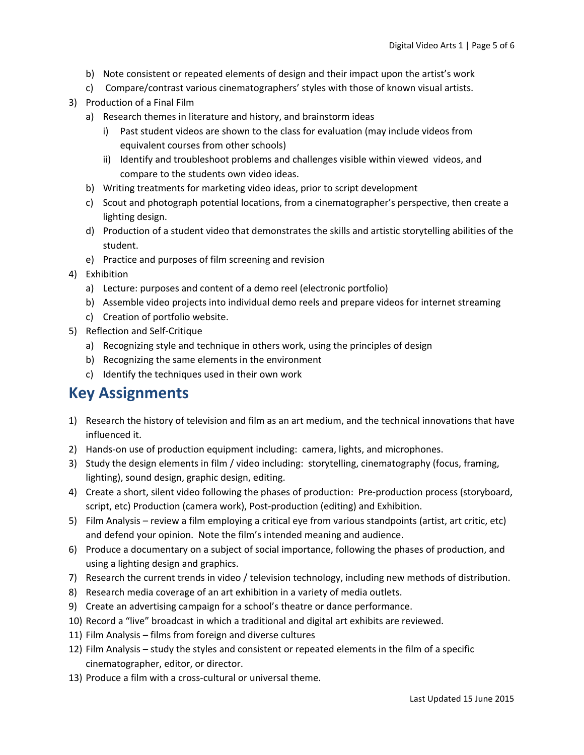b) Note consistent or repeated elements of design and their impact upon the artist's work
  c) Compare/contrast various cinematographers' styles with those of known visual artists.
3) Production of a Final Film
  a) Research themes in literature and history, and brainstorm ideas
    i) Past student videos are shown to the class for evaluation (may include videos from equivalent courses from other schools)
    ii) Identify and troubleshoot problems and challenges visible within viewed videos, and compare to the students own video ideas.
  b) Writing treatments for marketing video ideas, prior to script development
  c) Scout and photograph potential locations, from a cinematographer's perspective, then create a lighting design.
  d) Production of a student video that demonstrates the skills and artistic storytelling abilities of the student.
  e) Practice and purposes of film screening and revision
4) Exhibition
  a) Lecture: purposes and content of a demo reel (electronic portfolio)
  b) Assemble video projects into individual demo reels and prepare videos for internet streaming
  c) Creation of portfolio website.
5) Reflection and Self-Critique
  a) Recognizing style and technique in others work, using the principles of design
  b) Recognizing the same elements in the environment
  c) Identify the techniques used in their own work

## Key Assignments

1) Research the history of television and film as an art medium, and the technical innovations that have influenced it.
2) Hands-on use of production equipment including: camera, lights, and microphones.
3) Study the design elements in film / video including: storytelling, cinematography (focus, framing, lighting), sound design, graphic design, editing.
4) Create a short, silent video following the phases of production: Pre-production process (storyboard, script, etc) Production (camera work), Post-production (editing) and Exhibition.
5) Film Analysis – review a film employing a critical eye from various standpoints (artist, art critic, etc) and defend your opinion. Note the film's intended meaning and audience.
6) Produce a documentary on a subject of social importance, following the phases of production, and using a lighting design and graphics.
7) Research the current trends in video / television technology, including new methods of distribution.
8) Research media coverage of an art exhibition in a variety of media outlets.
9) Create an advertising campaign for a school's theatre or dance performance.
10) Record a "live" broadcast in which a traditional and digital art exhibits are reviewed.
11) Film Analysis – films from foreign and diverse cultures
12) Film Analysis – study the styles and consistent or repeated elements in the film of a specific cinematographer, editor, or director.
13) Produce a film with a cross-cultural or universal theme.

Last Updated 15 June 2015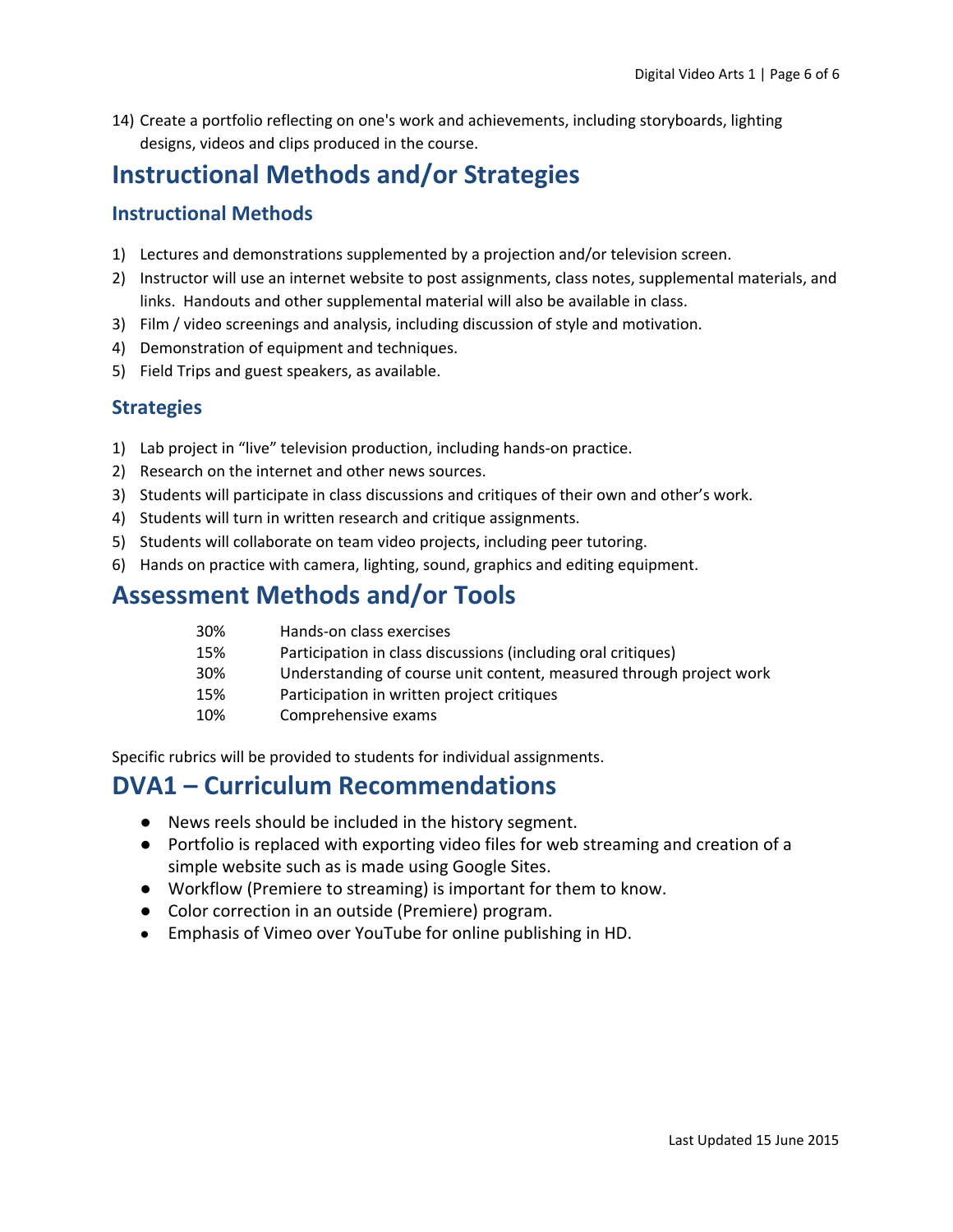14) Create a portfolio reflecting on one's work and achievements, including storyboards, lighting designs, videos and clips produced in the course.

# Instructional Methods and/or Strategies

## Instructional Methods

1) Lectures and demonstrations supplemented by a projection and/or television screen.
2) Instructor will use an internet website to post assignments, class notes, supplemental materials, and links. Handouts and other supplemental material will also be available in class.
3) Film / video screenings and analysis, including discussion of style and motivation.
4) Demonstration of equipment and techniques.
5) Field Trips and guest speakers, as available.

## Strategies

1) Lab project in "live" television production, including hands-on practice.
2) Research on the internet and other news sources.
3) Students will participate in class discussions and critiques of their own and other's work.
4) Students will turn in written research and critique assignments.
5) Students will collaborate on team video projects, including peer tutoring.
6) Hands on practice with camera, lighting, sound, graphics and editing equipment.

# Assessment Methods and/or Tools

| | |
|---|---|
| 30% | Hands-on class exercises |
| 15% | Participation in class discussions (including oral critiques) |
| 30% | Understanding of course unit content, measured through project work |
| 15% | Participation in written project critiques |
| 10% | Comprehensive exams |

Specific rubrics will be provided to students for individual assignments.

# DVA1 – Curriculum Recommendations

- News reels should be included in the history segment.
- Portfolio is replaced with exporting video files for web streaming and creation of a simple website such as is made using Google Sites.
- Workflow (Premiere to streaming) is important for them to know.
- Color correction in an outside (Premiere) program.
- Emphasis of Vimeo over YouTube for online publishing in HD.

Last Updated 15 June 2015